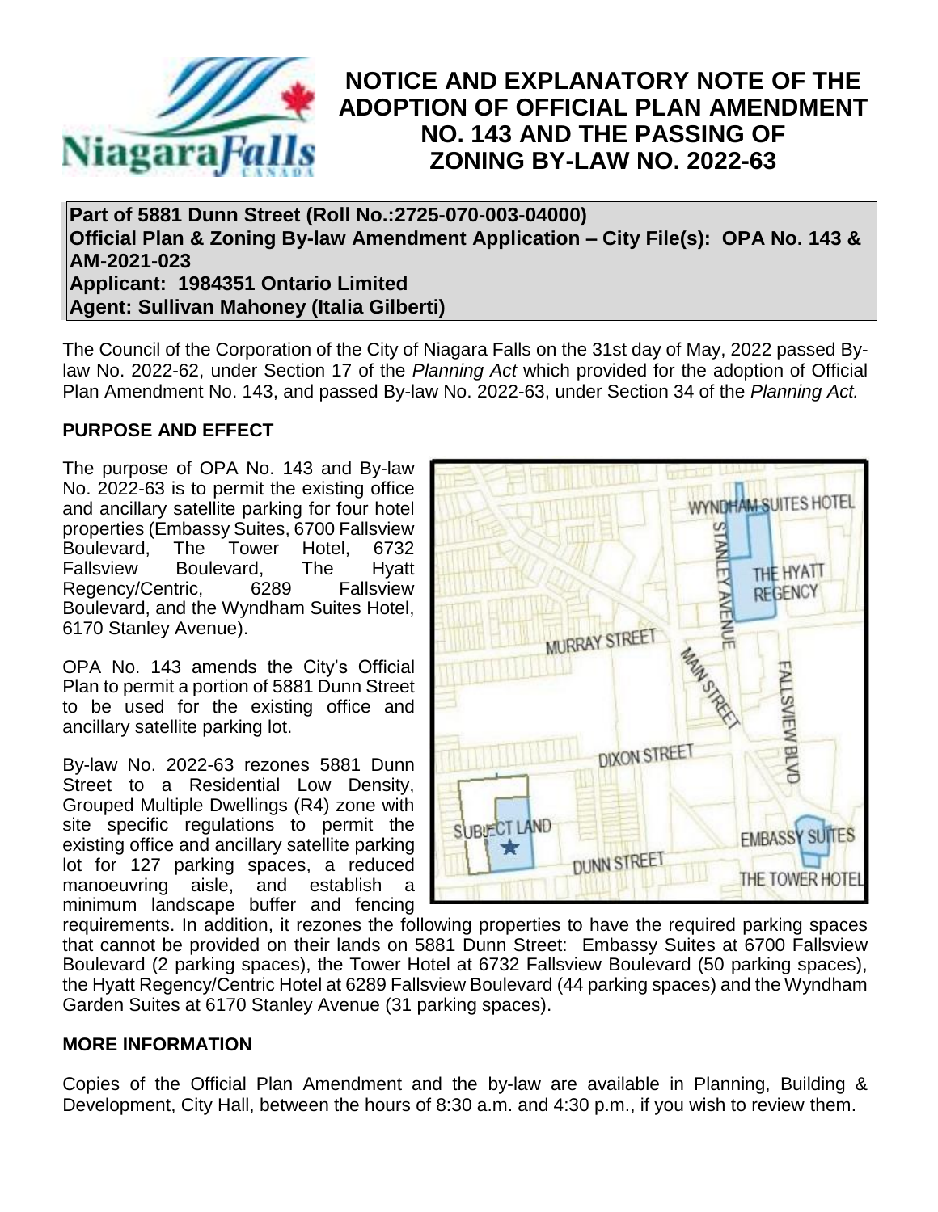# NOTICE AND EXPLANATORY NOTE OF THE ADOPTION OF OFFICIAL PLAN AMENDMENT NO. 143 AND THE PASSING OF ZONING BY-LAW NO. 2022-63

**Part of 5881 Dunn Street (Roll No.:2725-070-003-04000)**
**Official Plan & Zoning By-law Amendment Application – City File(s): OPA No. 143 & AM-2021-023**
**Applicant: 1984351 Ontario Limited**
**Agent: Sullivan Mahoney (Italia Gilberti)**

The Council of the Corporation of the City of Niagara Falls on the 31st day of May, 2022 passed By-law No. 2022-62, under Section 17 of the *Planning Act* which provided for the adoption of Official Plan Amendment No. 143, and passed By-law No. 2022-63, under Section 34 of the *Planning Act.*

## PURPOSE AND EFFECT

The purpose of OPA No. 143 and By-law No. 2022-63 is to permit the existing office and ancillary satellite parking for four hotel properties (Embassy Suites, 6700 Fallsview Boulevard, The Tower Hotel, 6732 Fallsview Boulevard, The Hyatt Regency/Centric, 6289 Fallsview Boulevard, and the Wyndham Suites Hotel, 6170 Stanley Avenue).

OPA No. 143 amends the City's Official Plan to permit a portion of 5881 Dunn Street to be used for the existing office and ancillary satellite parking lot.

By-law No. 2022-63 rezones 5881 Dunn Street to a Residential Low Density, Grouped Multiple Dwellings (R4) zone with site specific regulations to permit the existing office and ancillary satellite parking lot for 127 parking spaces, a reduced manoeuvring aisle, and establish a minimum landscape buffer and fencing requirements. In addition, it rezones the following properties to have the required parking spaces that cannot be provided on their lands on 5881 Dunn Street: Embassy Suites at 6700 Fallsview Boulevard (2 parking spaces), the Tower Hotel at 6732 Fallsview Boulevard (50 parking spaces), the Hyatt Regency/Centric Hotel at 6289 Fallsview Boulevard (44 parking spaces) and the Wyndham Garden Suites at 6170 Stanley Avenue (31 parking spaces).

## MORE INFORMATION

Copies of the Official Plan Amendment and the by-law are available in Planning, Building & Development, City Hall, between the hours of 8:30 a.m. and 4:30 p.m., if you wish to review them.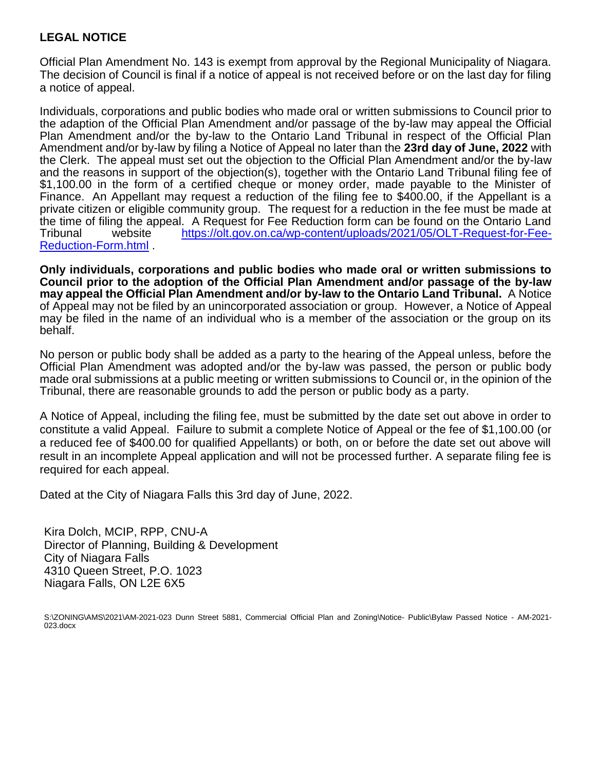## LEGAL NOTICE

Official Plan Amendment No. 143 is exempt from approval by the Regional Municipality of Niagara. The decision of Council is final if a notice of appeal is not received before or on the last day for filing a notice of appeal.

Individuals, corporations and public bodies who made oral or written submissions to Council prior to the adaption of the Official Plan Amendment and/or passage of the by-law may appeal the Official Plan Amendment and/or the by-law to the Ontario Land Tribunal in respect of the Official Plan Amendment and/or by-law by filing a Notice of Appeal no later than the **23rd day of June, 2022** with the Clerk. The appeal must set out the objection to the Official Plan Amendment and/or the by-law and the reasons in support of the objection(s), together with the Ontario Land Tribunal filing fee of $1,100.00 in the form of a certified cheque or money order, made payable to the Minister of Finance. An Appellant may request a reduction of the filing fee to $400.00, if the Appellant is a private citizen or eligible community group. The request for a reduction in the fee must be made at the time of filing the appeal. A Request for Fee Reduction form can be found on the Ontario Land Tribunal website [https://olt.gov.on.ca/wp-content/uploads/2021/05/OLT-Request-for-Fee-Reduction-Form.html](https://olt.gov.on.ca/wp-content/uploads/2021/05/OLT-Request-for-Fee-Reduction-Form.html) .

**Only individuals, corporations and public bodies who made oral or written submissions to Council prior to the adoption of the Official Plan Amendment and/or passage of the by-law may appeal the Official Plan Amendment and/or by-law to the Ontario Land Tribunal.** A Notice of Appeal may not be filed by an unincorporated association or group. However, a Notice of Appeal may be filed in the name of an individual who is a member of the association or the group on its behalf.

No person or public body shall be added as a party to the hearing of the Appeal unless, before the Official Plan Amendment was adopted and/or the by-law was passed, the person or public body made oral submissions at a public meeting or written submissions to Council or, in the opinion of the Tribunal, there are reasonable grounds to add the person or public body as a party.

A Notice of Appeal, including the filing fee, must be submitted by the date set out above in order to constitute a valid Appeal. Failure to submit a complete Notice of Appeal or the fee of $1,100.00 (or a reduced fee of $400.00 for qualified Appellants) or both, on or before the date set out above will result in an incomplete Appeal application and will not be processed further. A separate filing fee is required for each appeal.

Dated at the City of Niagara Falls this 3rd day of June, 2022.

Kira Dolch, MCIP, RPP, CNU-A
Director of Planning, Building & Development
City of Niagara Falls
4310 Queen Street, P.O. 1023
Niagara Falls, ON L2E 6X5

S:\ZONING\AMS\2021\AM-2021-023 Dunn Street 5881, Commercial Official Plan and Zoning\Notice- Public\Bylaw Passed Notice - AM-2021-023.docx